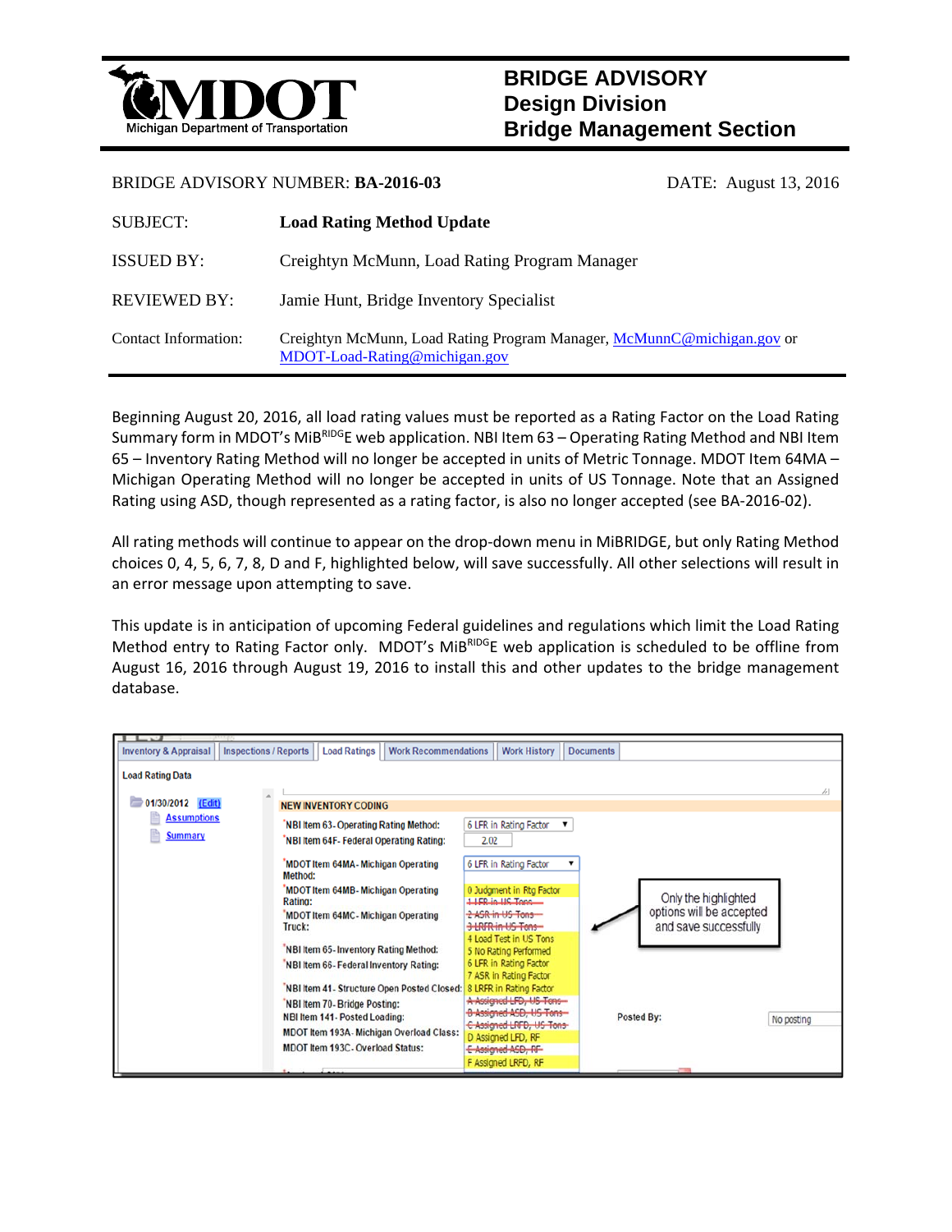**MDOT** Michigan Department of Transportation

# BRIDGE ADVISORY
## Design Division
## Bridge Management Section

BRIDGE ADVISORY NUMBER: **BA-2016-03** DATE: August 13, 2016

| | |
|---|---|
| SUBJECT: | **Load Rating Method Update** |
| ISSUED BY: | Creightyn McMunn, Load Rating Program Manager |
| REVIEWED BY: | Jamie Hunt, Bridge Inventory Specialist |
| Contact Information: | Creightyn McMunn, Load Rating Program Manager, McMunnC@michigan.gov or MDOT-Load-Rating@michigan.gov |

Beginning August 20, 2016, all load rating values must be reported as a Rating Factor on the Load Rating Summary form in MDOT's MiBRIDGE web application. NBI Item 63 – Operating Rating Method and NBI Item 65 – Inventory Rating Method will no longer be accepted in units of Metric Tonnage. MDOT Item 64MA – Michigan Operating Method will no longer be accepted in units of US Tonnage. Note that an Assigned Rating using ASD, though represented as a rating factor, is also no longer accepted (see BA-2016-02).

All rating methods will continue to appear on the drop-down menu in MiBRIDGE, but only Rating Method choices 0, 4, 5, 6, 7, 8, D and F, highlighted below, will save successfully. All other selections will result in an error message upon attempting to save.

This update is in anticipation of upcoming Federal guidelines and regulations which limit the Load Rating Method entry to Rating Factor only. MDOT's MiBRIDGE web application is scheduled to be offline from August 16, 2016 through August 19, 2016 to install this and other updates to the bridge management database.

Inventory & Appraisal | Inspections / Reports | Load Ratings | Work Recommendations | Work History | Documents

Load Rating Data

01/30/2012 (Edit)
- Assumptions
- Summary

NEW INVENTORY CODING

| | |
|---|---|
| NBI Item 63 - Operating Rating Method: | 6 LFR in Rating Factor |
| NBI Item 64F - Federal Operating Rating: | 2.02 |
| MDOT Item 64MA - Michigan Operating Method: | 6 LFR in Rating Factor |
| MDOT Item 64MB - Michigan Operating Rating: | |
| MDOT Item 64MC - Michigan Operating Truck: | |
| NBI Item 65 - Inventory Rating Method: | |
| NBI Item 66 - Federal Inventory Rating: | |
| NBI Item 41 - Structure Open Posted Closed: | |
| NBI Item 70 - Bridge Posting: | |
| NBI Item 141 - Posted Loading: | |
| MDOT Item 193A - Michigan Overload Class: | |
| MDOT Item 193C - Overload Status: | |

Drop-down options:
- 0 Judgment in Rtg Factor
- ~~1 LFR in US Tons~~
- ~~2 ASR in US Tons~~
- ~~3 LRFR in US Tons~~
- 4 Load Test in US Tons
- 5 No Rating Performed
- 6 LFR in Rating Factor
- 7 ASR in Rating Factor
- 8 LRFR in Rating Factor
- ~~A Assigned LFD, US Tons~~
- ~~B Assigned ASD, US Tons~~
- ~~C Assigned LRFD, US Tons~~
- D Assigned LFD, RF
- ~~E Assigned ASD, RF~~
- F Assigned LRFD, RF

Only the highlighted options will be accepted and save successfully

Posted By: No posting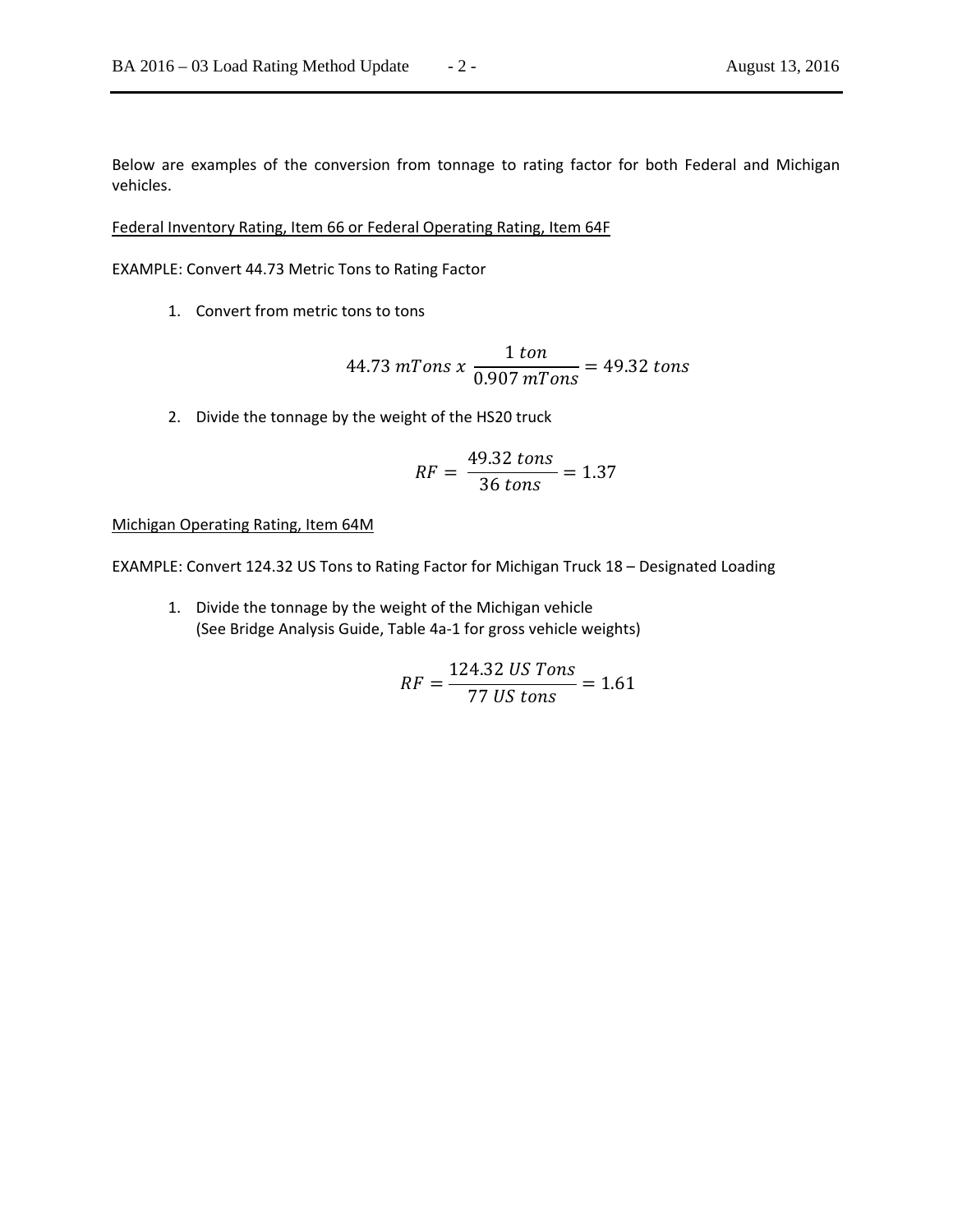Below are examples of the conversion from tonnage to rating factor for both Federal and Michigan vehicles.

Federal Inventory Rating, Item 66 or Federal Operating Rating, Item 64F

EXAMPLE: Convert 44.73 Metric Tons to Rating Factor

1. Convert from metric tons to tons

$$44.73\ mTons\ x\ \frac{1\ ton}{0.907\ mTons} = 49.32\ tons$$

2. Divide the tonnage by the weight of the HS20 truck

$$RF = \frac{49.32\ tons}{36\ tons} = 1.37$$

Michigan Operating Rating, Item 64M

EXAMPLE: Convert 124.32 US Tons to Rating Factor for Michigan Truck 18 – Designated Loading

1. Divide the tonnage by the weight of the Michigan vehicle
   (See Bridge Analysis Guide, Table 4a-1 for gross vehicle weights)

$$RF = \frac{124.32\ US\ Tons}{77\ US\ tons} = 1.61$$